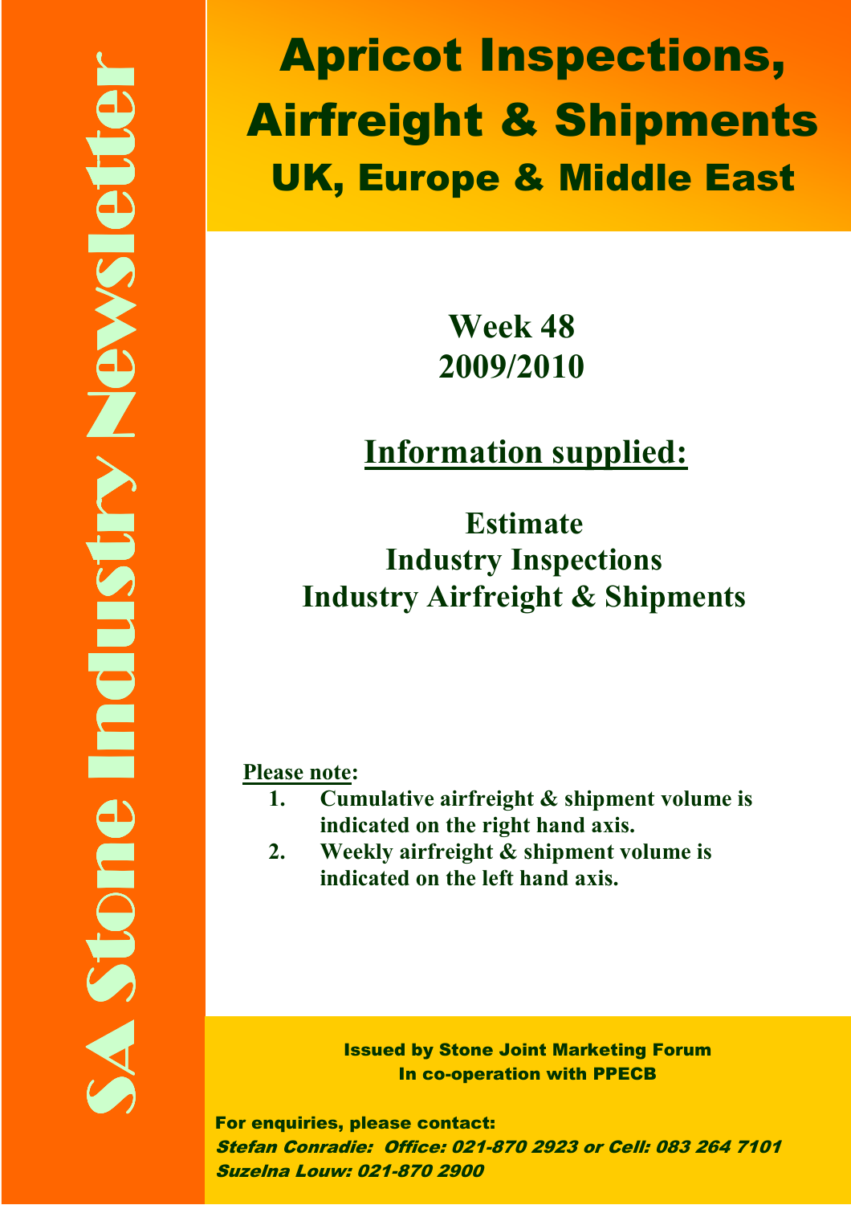SA Stone Industry Newsletter

# Apricot Inspections, Airfreight & Shipments

## UK, Europe & Middle East

**Week 48**
**2009/2010**

## Information supplied:

**Estimate**
**Industry Inspections**
**Industry Airfreight & Shipments**

**Please note:**

1. **Cumulative airfreight & shipment volume is indicated on the right hand axis.**
2. **Weekly airfreight & shipment volume is indicated on the left hand axis.**

**Issued by Stone Joint Marketing Forum**
**In co-operation with PPECB**

**For enquiries, please contact:**
***Stefan Conradie: Office: 021-870 2923 or Cell: 083 264 7101***
***Suzelna Louw: 021-870 2900***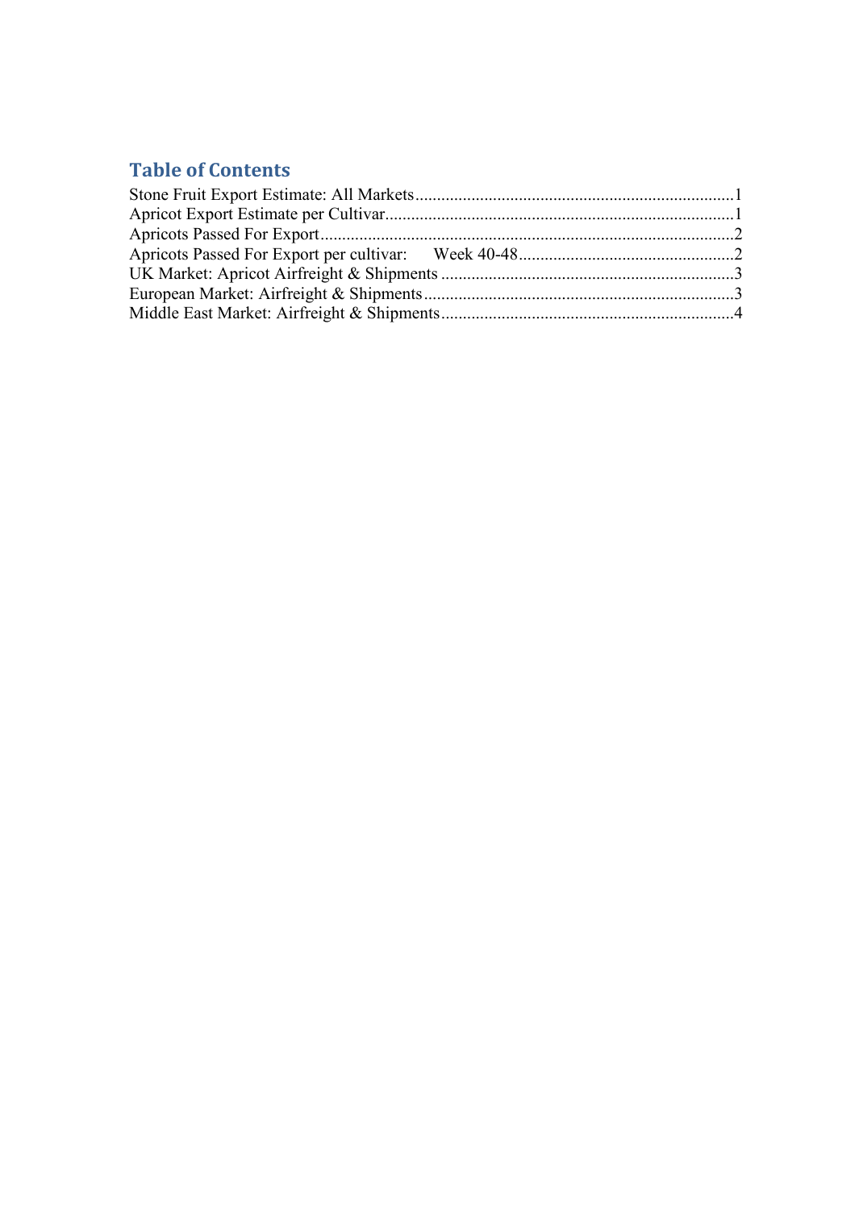## Table of Contents

Stone Fruit Export Estimate: All Markets .......................................................................... 1
Apricot Export Estimate per Cultivar ................................................................................ 1
Apricots Passed For Export ............................................................................................... 2
Apricots Passed For Export per cultivar: Week 40-48 ..................................................... 2
UK Market: Apricot Airfreight & Shipments ................................................................... 3
European Market: Airfreight & Shipments ...................................................................... 3
Middle East Market: Airfreight & Shipments ................................................................... 4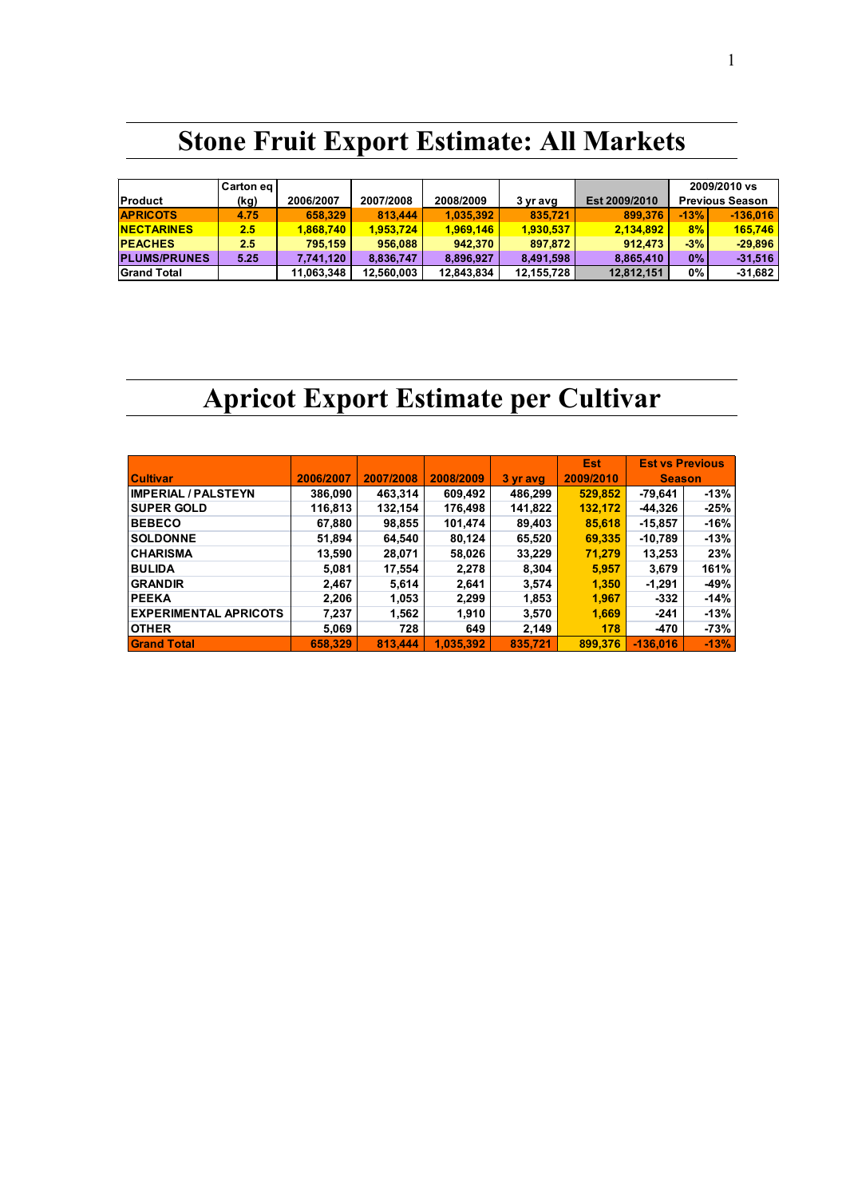# Stone Fruit Export Estimate: All Markets

| Product | Carton eq (kg) | 2006/2007 | 2007/2008 | 2008/2009 | 3 yr avg | Est 2009/2010 | 2009/2010 vs Previous Season | |
|---|---|---|---|---|---|---|---|---|
| APRICOTS | 4.75 | 658,329 | 813,444 | 1,035,392 | 835,721 | 899,376 | -13% | -136,016 |
| NECTARINES | 2.5 | 1,868,740 | 1,953,724 | 1,969,146 | 1,930,537 | 2,134,892 | 8% | 165,746 |
| PEACHES | 2.5 | 795,159 | 956,088 | 942,370 | 897,872 | 912,473 | -3% | -29,896 |
| PLUMS/PRUNES | 5.25 | 7,741,120 | 8,836,747 | 8,896,927 | 8,491,598 | 8,865,410 | 0% | -31,516 |
| Grand Total | | 11,063,348 | 12,560,003 | 12,843,834 | 12,155,728 | 12,812,151 | 0% | -31,682 |

# Apricot Export Estimate per Cultivar

| Cultivar | 2006/2007 | 2007/2008 | 2008/2009 | 3 yr avg | Est 2009/2010 | Est vs Previous Season | |
|---|---|---|---|---|---|---|---|
| IMPERIAL / PALSTEYN | 386,090 | 463,314 | 609,492 | 486,299 | 529,852 | -79,641 | -13% |
| SUPER GOLD | 116,813 | 132,154 | 176,498 | 141,822 | 132,172 | -44,326 | -25% |
| BEBECO | 67,880 | 98,855 | 101,474 | 89,403 | 85,618 | -15,857 | -16% |
| SOLDONNE | 51,894 | 64,540 | 80,124 | 65,520 | 69,335 | -10,789 | -13% |
| CHARISMA | 13,590 | 28,071 | 58,026 | 33,229 | 71,279 | 13,253 | 23% |
| BULIDA | 5,081 | 17,554 | 2,278 | 8,304 | 5,957 | 3,679 | 161% |
| GRANDIR | 2,467 | 5,614 | 2,641 | 3,574 | 1,350 | -1,291 | -49% |
| PEEKA | 2,206 | 1,053 | 2,299 | 1,853 | 1,967 | -332 | -14% |
| EXPERIMENTAL APRICOTS | 7,237 | 1,562 | 1,910 | 3,570 | 1,669 | -241 | -13% |
| OTHER | 5,069 | 728 | 649 | 2,149 | 178 | -470 | -73% |
| Grand Total | 658,329 | 813,444 | 1,035,392 | 835,721 | 899,376 | -136,016 | -13% |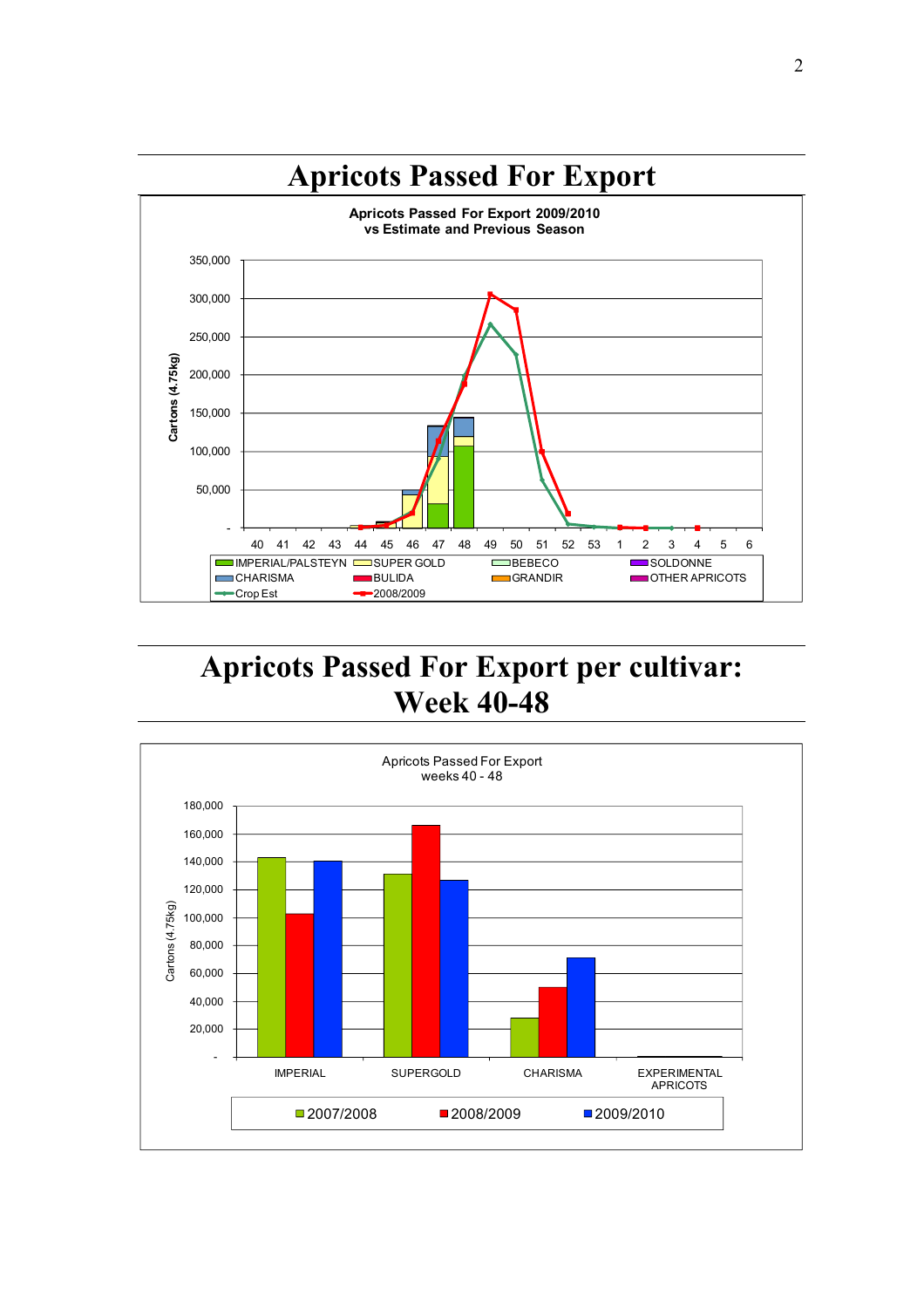# Apricots Passed For Export

**Apricots Passed For Export 2009/2010**
**vs Estimate and Previous Season**

# Apricots Passed For Export per cultivar: Week 40-48

Apricots Passed For Export
weeks 40 - 48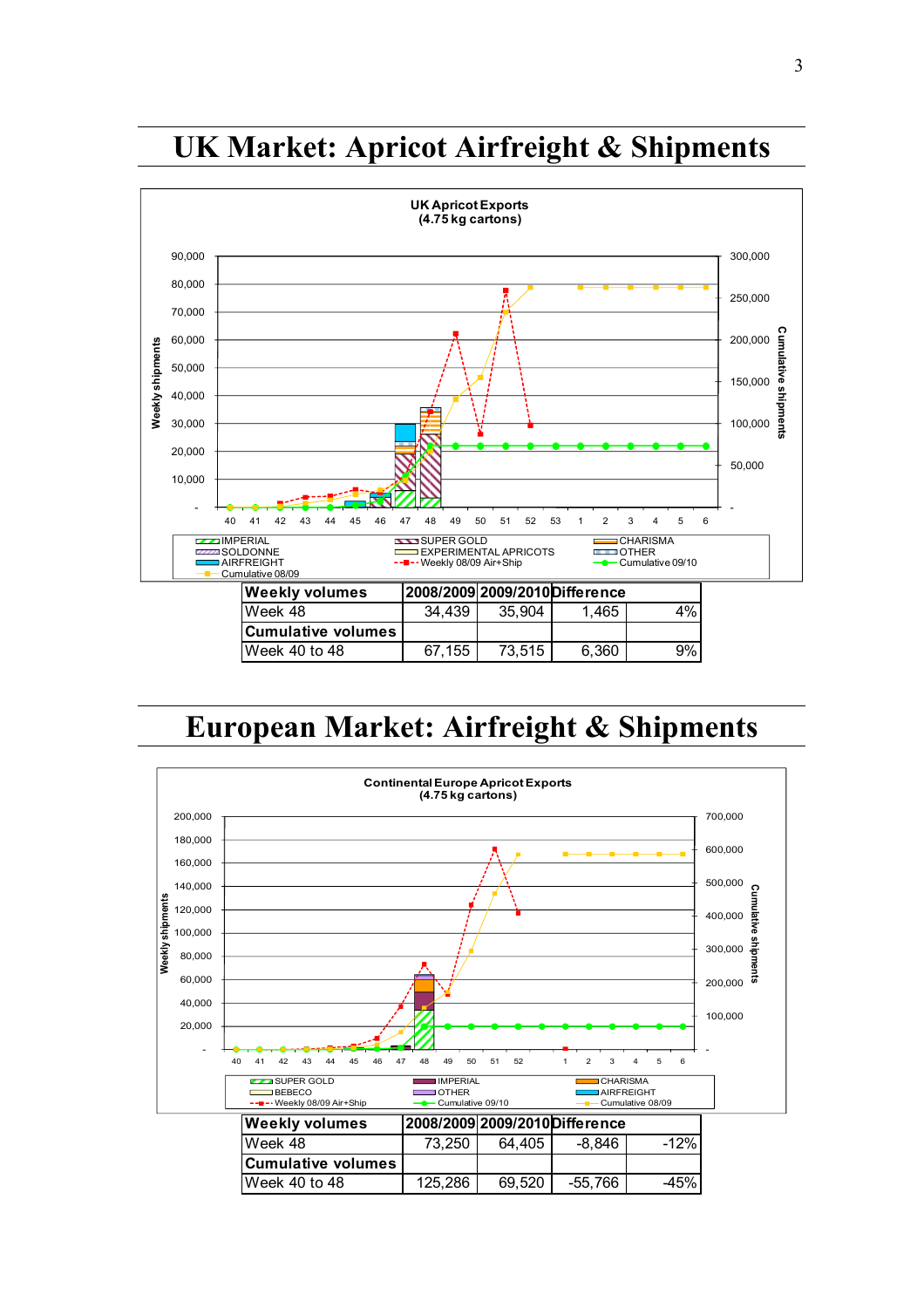# UK Market: Apricot Airfreight & Shipments

| Weekly volumes | 2008/2009 | 2009/2010 | Difference | |
|---|---|---|---|---|
| Week 48 | 34,439 | 35,904 | 1,465 | 4% |
| **Cumulative volumes** | | | | |
| Week 40 to 48 | 67,155 | 73,515 | 6,360 | 9% |

# European Market: Airfreight & Shipments

| Weekly volumes | 2008/2009 | 2009/2010 | Difference | |
|---|---|---|---|---|
| Week 48 | 73,250 | 64,405 | -8,846 | -12% |
| **Cumulative volumes** | | | | |
| Week 40 to 48 | 125,286 | 69,520 | -55,766 | -45% |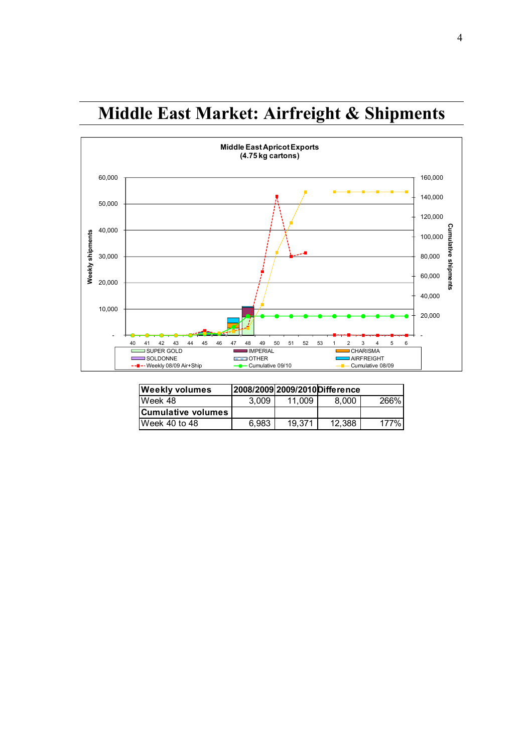# Middle East Market: Airfreight & Shipments

Middle East Apricot Exports
(4.75 kg cartons)

Weekly shipments

Cumulative shipments

60,000
50,000
40,000
30,000
20,000
10,000
-

160,000
140,000
120,000
100,000
80,000
60,000
40,000
20,000
-

40 41 42 43 44 45 46 47 48 49 50 51 52 53 1 2 3 4 5 6

SUPER GOLD
IMPERIAL
CHARISMA
SOLDONNE
OTHER
AIRFREIGHT
Weekly 08/09 Air+Ship
Cumulative 09/10
Cumulative 08/09

| Weekly volumes | 2008/2009 | 2009/2010 | Difference | |
|---|---|---|---|---|
| Week 48 | 3,009 | 11,009 | 8,000 | 266% |
| **Cumulative volumes** | | | | |
| Week 40 to 48 | 6,983 | 19,371 | 12,388 | 177% |